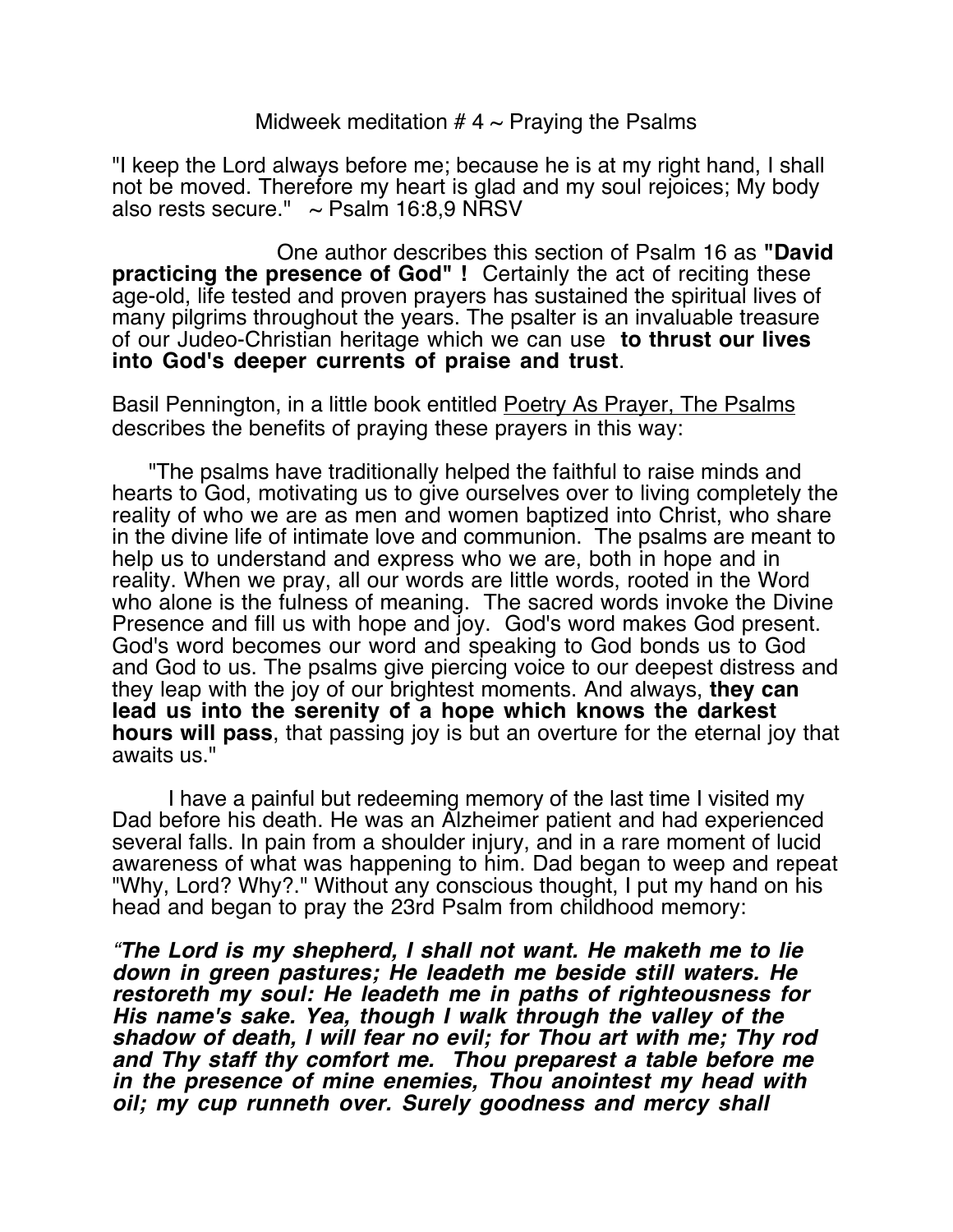# Midweek meditation # 4 ~ Praying the Psalms

"I keep the Lord always before me; because he is at my right hand, I shall not be moved. Therefore my heart is glad and my soul rejoices; My body also rests secure." ~ Psalm 16:8,9 NRSV

One author describes this section of Psalm 16 as **"David practicing the presence of God" !** Certainly the act of reciting these age-old, life tested and proven prayers has sustained the spiritual lives of many pilgrims throughout the years. The psalter is an invaluable treasure of our Judeo-Christian heritage which we can use **to thrust our lives into God's deeper currents of praise and trust**.

Basil Pennington, in a little book entitled Poetry As Prayer, The Psalms describes the benefits of praying these prayers in this way:

"The psalms have traditionally helped the faithful to raise minds and hearts to God, motivating us to give ourselves over to living completely the reality of who we are as men and women baptized into Christ, who share in the divine life of intimate love and communion. The psalms are meant to help us to understand and express who we are, both in hope and in reality. When we pray, all our words are little words, rooted in the Word who alone is the fulness of meaning. The sacred words invoke the Divine Presence and fill us with hope and joy. God's word makes God present. God's word becomes our word and speaking to God bonds us to God and God to us. The psalms give piercing voice to our deepest distress and they leap with the joy of our brightest moments. And always, **they can lead us into the serenity of a hope which knows the darkest hours will pass**, that passing joy is but an overture for the eternal joy that awaits us."

I have a painful but redeeming memory of the last time I visited my Dad before his death. He was an Alzheimer patient and had experienced several falls. In pain from a shoulder injury, and in a rare moment of lucid awareness of what was happening to him. Dad began to weep and repeat "Why, Lord? Why?." Without any conscious thought, I put my hand on his head and began to pray the 23rd Psalm from childhood memory:

***"The Lord is my shepherd, I shall not want. He maketh me to lie down in green pastures; He leadeth me beside still waters. He restoreth my soul: He leadeth me in paths of righteousness for His name's sake. Yea, though I walk through the valley of the shadow of death, I will fear no evil; for Thou art with me; Thy rod and Thy staff thy comfort me. Thou preparest a table before me in the presence of mine enemies, Thou anointest my head with oil; my cup runneth over. Surely goodness and mercy shall***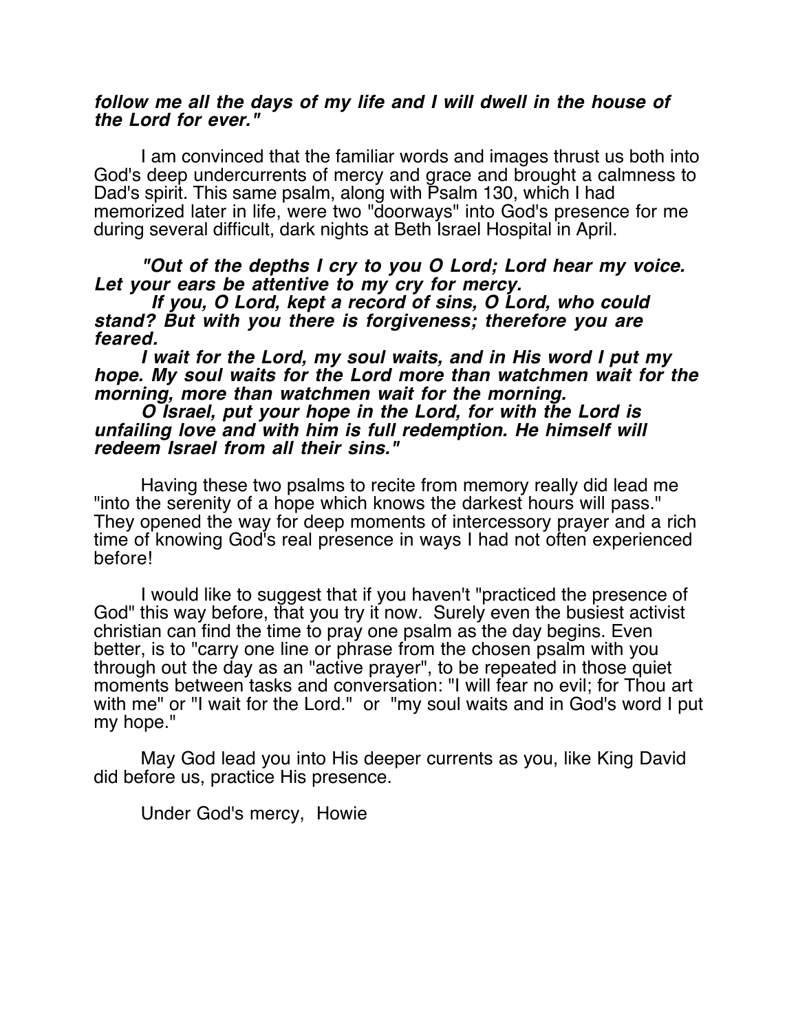***follow me all the days of my life and I will dwell in the house of the Lord for ever."***

I am convinced that the familiar words and images thrust us both into God's deep undercurrents of mercy and grace and brought a calmness to Dad's spirit. This same psalm, along with Psalm 130, which I had memorized later in life, were two "doorways" into God's presence for me during several difficult, dark nights at Beth Israel Hospital in April.

***"Out of the depths I cry to you O Lord; Lord hear my voice. Let your ears be attentive to my cry for mercy.***

***If you, O Lord, kept a record of sins, O Lord, who could stand? But with you there is forgiveness; therefore you are feared.***

***I wait for the Lord, my soul waits, and in His word I put my hope. My soul waits for the Lord more than watchmen wait for the morning, more than watchmen wait for the morning.***

***O Israel, put your hope in the Lord, for with the Lord is unfailing love and with him is full redemption. He himself will redeem Israel from all their sins."***

Having these two psalms to recite from memory really did lead me "into the serenity of a hope which knows the darkest hours will pass." They opened the way for deep moments of intercessory prayer and a rich time of knowing God's real presence in ways I had not often experienced before!

I would like to suggest that if you haven't "practiced the presence of God" this way before, that you try it now. Surely even the busiest activist christian can find the time to pray one psalm as the day begins. Even better, is to "carry one line or phrase from the chosen psalm with you through out the day as an "active prayer", to be repeated in those quiet moments between tasks and conversation: "I will fear no evil; for Thou art with me" or "I wait for the Lord." or "my soul waits and in God's word I put my hope."

May God lead you into His deeper currents as you, like King David did before us, practice His presence.

Under God's mercy, Howie